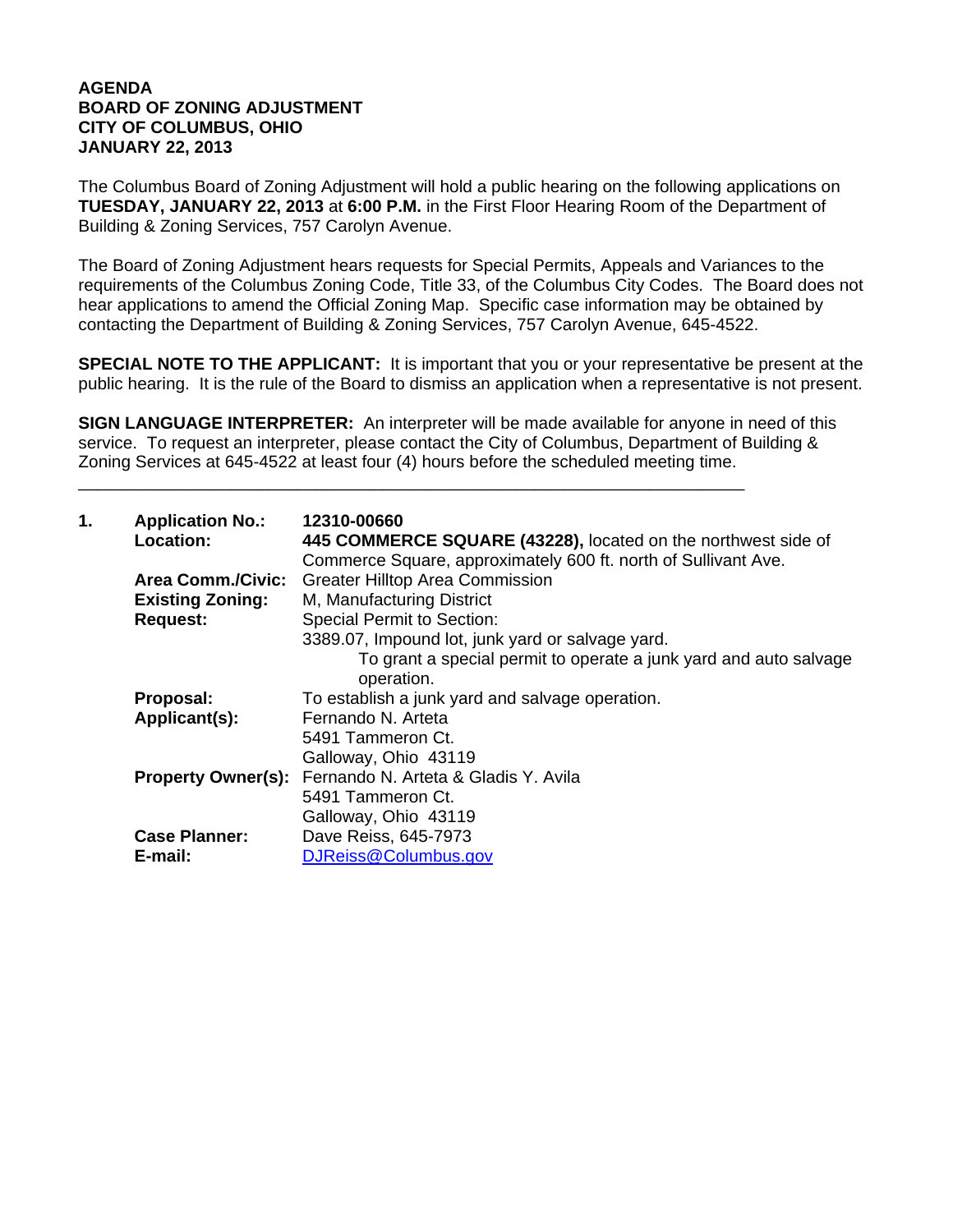**AGENDA**
**BOARD OF ZONING ADJUSTMENT**
**CITY OF COLUMBUS, OHIO**
**JANUARY 22, 2013**

The Columbus Board of Zoning Adjustment will hold a public hearing on the following applications on **TUESDAY, JANUARY 22, 2013** at **6:00 P.M.** in the First Floor Hearing Room of the Department of Building & Zoning Services, 757 Carolyn Avenue.

The Board of Zoning Adjustment hears requests for Special Permits, Appeals and Variances to the requirements of the Columbus Zoning Code, Title 33, of the Columbus City Codes. The Board does not hear applications to amend the Official Zoning Map. Specific case information may be obtained by contacting the Department of Building & Zoning Services, 757 Carolyn Avenue, 645-4522.

**SPECIAL NOTE TO THE APPLICANT:** It is important that you or your representative be present at the public hearing. It is the rule of the Board to dismiss an application when a representative is not present.

**SIGN LANGUAGE INTERPRETER:** An interpreter will be made available for anyone in need of this service. To request an interpreter, please contact the City of Columbus, Department of Building & Zoning Services at 645-4522 at least four (4) hours before the scheduled meeting time.

---

**1. Application No.:** **12310-00660**

**Location:** **445 COMMERCE SQUARE (43228),** located on the northwest side of Commerce Square, approximately 600 ft. north of Sullivant Ave.

**Area Comm./Civic:** Greater Hilltop Area Commission

**Existing Zoning:** M, Manufacturing District

**Request:** Special Permit to Section:
3389.07, Impound lot, junk yard or salvage yard.
To grant a special permit to operate a junk yard and auto salvage operation.

**Proposal:** To establish a junk yard and salvage operation.

**Applicant(s):** Fernando N. Arteta
5491 Tammeron Ct.
Galloway, Ohio 43119

**Property Owner(s):** Fernando N. Arteta & Gladis Y. Avila
5491 Tammeron Ct.
Galloway, Ohio 43119

**Case Planner:** Dave Reiss, 645-7973

**E-mail:** DJReiss@Columbus.gov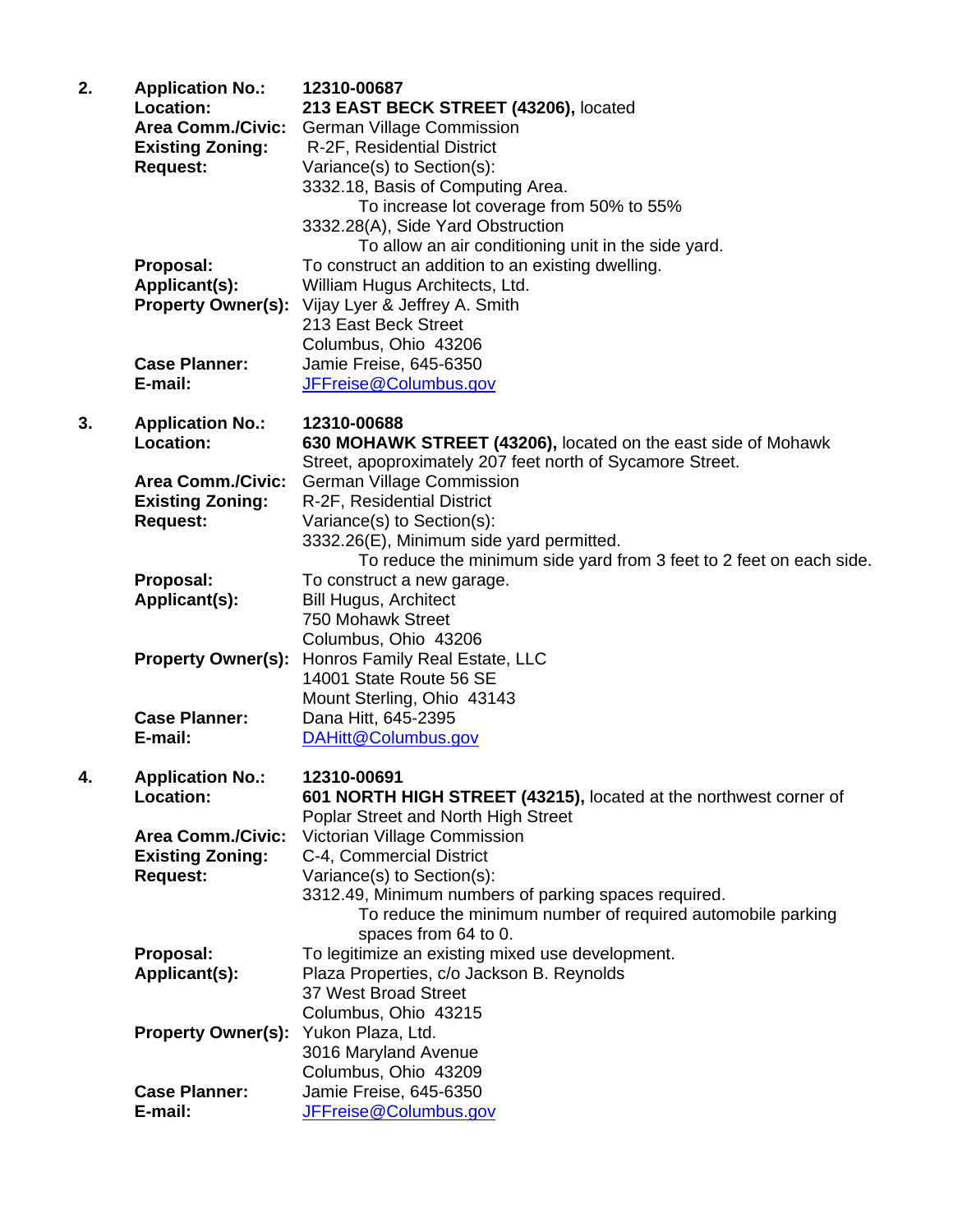2. **Application No.:** **12310-00687**
**Location:** **213 EAST BECK STREET (43206),** located
**Area Comm./Civic:** German Village Commission
**Existing Zoning:** R-2F, Residential District
**Request:** Variance(s) to Section(s):
3332.18, Basis of Computing Area.
To increase lot coverage from 50% to 55%
3332.28(A), Side Yard Obstruction
To allow an air conditioning unit in the side yard.
**Proposal:** To construct an addition to an existing dwelling.
**Applicant(s):** William Hugus Architects, Ltd.
**Property Owner(s):** Vijay Lyer & Jeffrey A. Smith
213 East Beck Street
Columbus, Ohio 43206
**Case Planner:** Jamie Freise, 645-6350
**E-mail:** JFFreise@Columbus.gov

3. **Application No.:** **12310-00688**
**Location:** **630 MOHAWK STREET (43206),** located on the east side of Mohawk Street, apoproximately 207 feet north of Sycamore Street.
**Area Comm./Civic:** German Village Commission
**Existing Zoning:** R-2F, Residential District
**Request:** Variance(s) to Section(s):
3332.26(E), Minimum side yard permitted.
To reduce the minimum side yard from 3 feet to 2 feet on each side.
**Proposal:** To construct a new garage.
**Applicant(s):** Bill Hugus, Architect
750 Mohawk Street
Columbus, Ohio 43206
**Property Owner(s):** Honros Family Real Estate, LLC
14001 State Route 56 SE
Mount Sterling, Ohio 43143
**Case Planner:** Dana Hitt, 645-2395
**E-mail:** DAHitt@Columbus.gov

4. **Application No.:** **12310-00691**
**Location:** **601 NORTH HIGH STREET (43215),** located at the northwest corner of Poplar Street and North High Street
**Area Comm./Civic:** Victorian Village Commission
**Existing Zoning:** C-4, Commercial District
**Request:** Variance(s) to Section(s):
3312.49, Minimum numbers of parking spaces required.
To reduce the minimum number of required automobile parking spaces from 64 to 0.
**Proposal:** To legitimize an existing mixed use development.
**Applicant(s):** Plaza Properties, c/o Jackson B. Reynolds
37 West Broad Street
Columbus, Ohio 43215
**Property Owner(s):** Yukon Plaza, Ltd.
3016 Maryland Avenue
Columbus, Ohio 43209
**Case Planner:** Jamie Freise, 645-6350
**E-mail:** JFFreise@Columbus.gov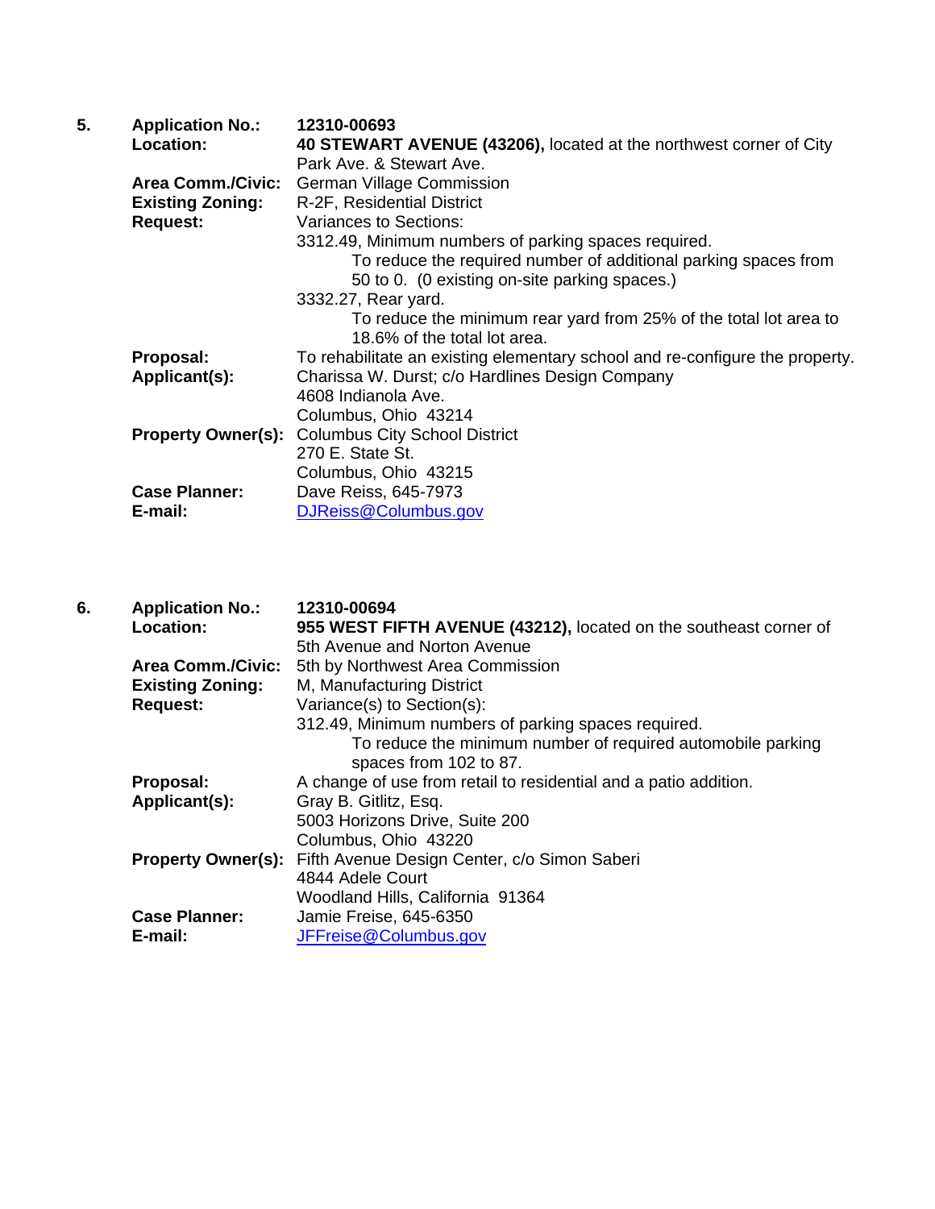**5.** 

| | |
|---|---|
| **Application No.:** | **12310-00693** |
| **Location:** | **40 STEWART AVENUE (43206),** located at the northwest corner of City Park Ave. & Stewart Ave. |
| **Area Comm./Civic:** | German Village Commission |
| **Existing Zoning:** | R-2F, Residential District |
| **Request:** | Variances to Sections:<br>3312.49, Minimum numbers of parking spaces required.<br>To reduce the required number of additional parking spaces from 50 to 0. (0 existing on-site parking spaces.)<br>3332.27, Rear yard.<br>To reduce the minimum rear yard from 25% of the total lot area to 18.6% of the total lot area. |
| **Proposal:** | To rehabilitate an existing elementary school and re-configure the property. |
| **Applicant(s):** | Charissa W. Durst; c/o Hardlines Design Company<br>4608 Indianola Ave.<br>Columbus, Ohio 43214 |
| **Property Owner(s):** | Columbus City School District<br>270 E. State St.<br>Columbus, Ohio 43215 |
| **Case Planner:** | Dave Reiss, 645-7973 |
| **E-mail:** | DJReiss@Columbus.gov |

**6.** 

| | |
|---|---|
| **Application No.:** | **12310-00694** |
| **Location:** | **955 WEST FIFTH AVENUE (43212),** located on the southeast corner of 5th Avenue and Norton Avenue |
| **Area Comm./Civic:** | 5th by Northwest Area Commission |
| **Existing Zoning:** | M, Manufacturing District |
| **Request:** | Variance(s) to Section(s):<br>312.49, Minimum numbers of parking spaces required.<br>To reduce the minimum number of required automobile parking spaces from 102 to 87. |
| **Proposal:** | A change of use from retail to residential and a patio addition. |
| **Applicant(s):** | Gray B. Gitlitz, Esq.<br>5003 Horizons Drive, Suite 200<br>Columbus, Ohio 43220 |
| **Property Owner(s):** | Fifth Avenue Design Center, c/o Simon Saberi<br>4844 Adele Court<br>Woodland Hills, California 91364 |
| **Case Planner:** | Jamie Freise, 645-6350 |
| **E-mail:** | JFFreise@Columbus.gov |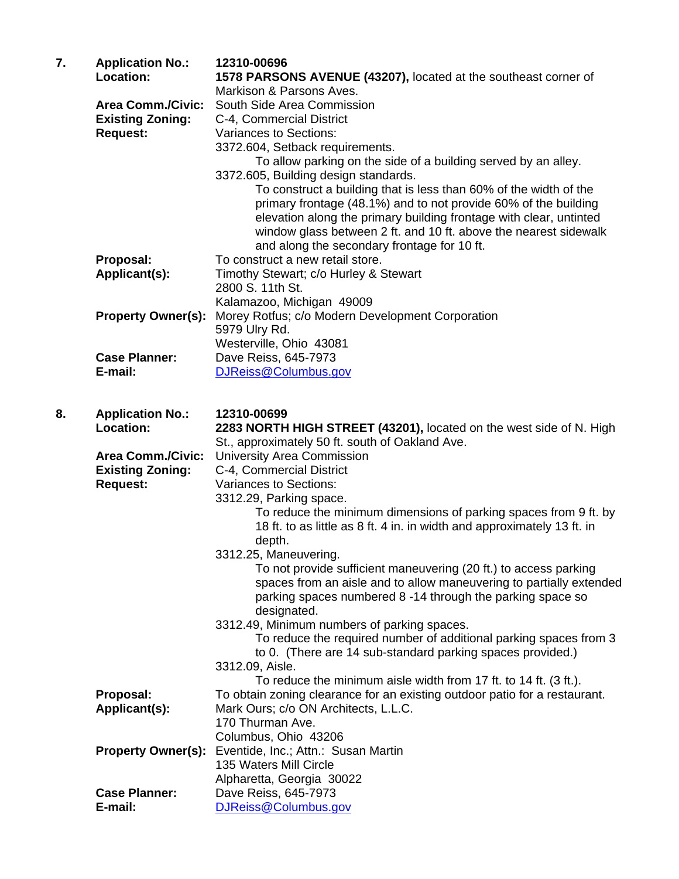**7. Application No.:** 12310-00696

**Location:** **1578 PARSONS AVENUE (43207),** located at the southeast corner of Markison & Parsons Aves.

**Area Comm./Civic:** South Side Area Commission

**Existing Zoning:** C-4, Commercial District

**Request:** Variances to Sections:

3372.604, Setback requirements.

To allow parking on the side of a building served by an alley.

3372.605, Building design standards.

To construct a building that is less than 60% of the width of the primary frontage (48.1%) and to not provide 60% of the building elevation along the primary building frontage with clear, untinted window glass between 2 ft. and 10 ft. above the nearest sidewalk and along the secondary frontage for 10 ft.

**Proposal:** To construct a new retail store.

**Applicant(s):** Timothy Stewart; c/o Hurley & Stewart
2800 S. 11th St.
Kalamazoo, Michigan 49009

**Property Owner(s):** Morey Rotfus; c/o Modern Development Corporation
5979 Ulry Rd.
Westerville, Ohio 43081

**Case Planner:** Dave Reiss, 645-7973

**E-mail:** DJReiss@Columbus.gov

**8. Application No.:** 12310-00699

**Location:** **2283 NORTH HIGH STREET (43201),** located on the west side of N. High St., approximately 50 ft. south of Oakland Ave.

**Area Comm./Civic:** University Area Commission

**Existing Zoning:** C-4, Commercial District

**Request:** Variances to Sections:

3312.29, Parking space.

To reduce the minimum dimensions of parking spaces from 9 ft. by 18 ft. to as little as 8 ft. 4 in. in width and approximately 13 ft. in depth.

3312.25, Maneuvering.

To not provide sufficient maneuvering (20 ft.) to access parking spaces from an aisle and to allow maneuvering to partially extended parking spaces numbered 8 -14 through the parking space so designated.

3312.49, Minimum numbers of parking spaces.

To reduce the required number of additional parking spaces from 3 to 0. (There are 14 sub-standard parking spaces provided.)

3312.09, Aisle.

To reduce the minimum aisle width from 17 ft. to 14 ft. (3 ft.).

**Proposal:** To obtain zoning clearance for an existing outdoor patio for a restaurant.

**Applicant(s):** Mark Ours; c/o ON Architects, L.L.C.
170 Thurman Ave.
Columbus, Ohio 43206

**Property Owner(s):** Eventide, Inc.; Attn.: Susan Martin
135 Waters Mill Circle
Alpharetta, Georgia 30022

**Case Planner:** Dave Reiss, 645-7973

**E-mail:** DJReiss@Columbus.gov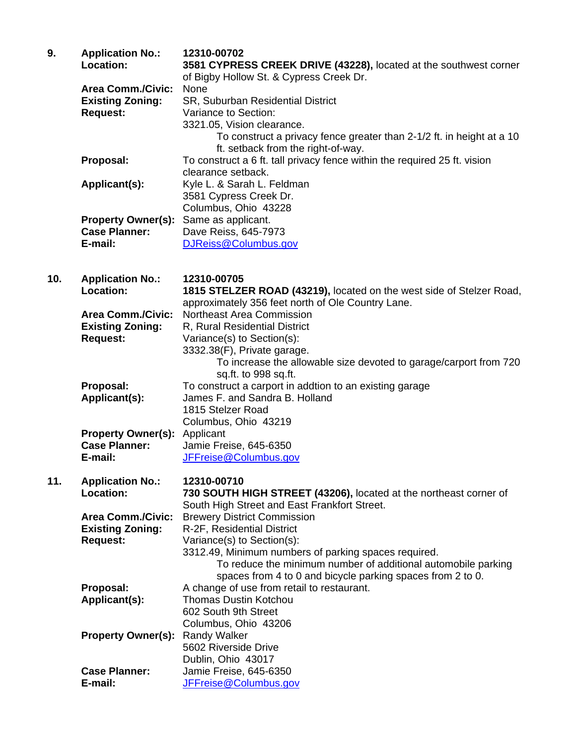**9.** **Application No.:** **12310-00702**

**Location:** **3581 CYPRESS CREEK DRIVE (43228),** located at the southwest corner of Bigby Hollow St. & Cypress Creek Dr.

**Area Comm./Civic:** None

**Existing Zoning:** SR, Suburban Residential District

**Request:** Variance to Section:

3321.05, Vision clearance.

To construct a privacy fence greater than 2-1/2 ft. in height at a 10 ft. setback from the right-of-way.

**Proposal:** To construct a 6 ft. tall privacy fence within the required 25 ft. vision clearance setback.

**Applicant(s):** Kyle L. & Sarah L. Feldman
3581 Cypress Creek Dr.
Columbus, Ohio 43228

**Property Owner(s):** Same as applicant.

**Case Planner:** Dave Reiss, 645-7973

**E-mail:** DJReiss@Columbus.gov

**10.** **Application No.:** **12310-00705**

**Location:** **1815 STELZER ROAD (43219),** located on the west side of Stelzer Road, approximately 356 feet north of Ole Country Lane.

**Area Comm./Civic:** Northeast Area Commission

**Existing Zoning:** R, Rural Residential District

**Request:** Variance(s) to Section(s):

3332.38(F), Private garage.

To increase the allowable size devoted to garage/carport from 720 sq.ft. to 998 sq.ft.

**Proposal:** To construct a carport in addtion to an existing garage

**Applicant(s):** James F. and Sandra B. Holland
1815 Stelzer Road
Columbus, Ohio 43219

**Property Owner(s):** Applicant

**Case Planner:** Jamie Freise, 645-6350

**E-mail:** JFFreise@Columbus.gov

**11.** **Application No.:** **12310-00710**

**Location:** **730 SOUTH HIGH STREET (43206),** located at the northeast corner of South High Street and East Frankfort Street.

**Area Comm./Civic:** Brewery District Commission

**Existing Zoning:** R-2F, Residential District

**Request:** Variance(s) to Section(s):

3312.49, Minimum numbers of parking spaces required.

To reduce the minimum number of additional automobile parking spaces from 4 to 0 and bicycle parking spaces from 2 to 0.

**Proposal:** A change of use from retail to restaurant.

**Applicant(s):** Thomas Dustin Kotchou
602 South 9th Street
Columbus, Ohio 43206

**Property Owner(s):** Randy Walker
5602 Riverside Drive
Dublin, Ohio 43017

**Case Planner:** Jamie Freise, 645-6350

**E-mail:** JFFreise@Columbus.gov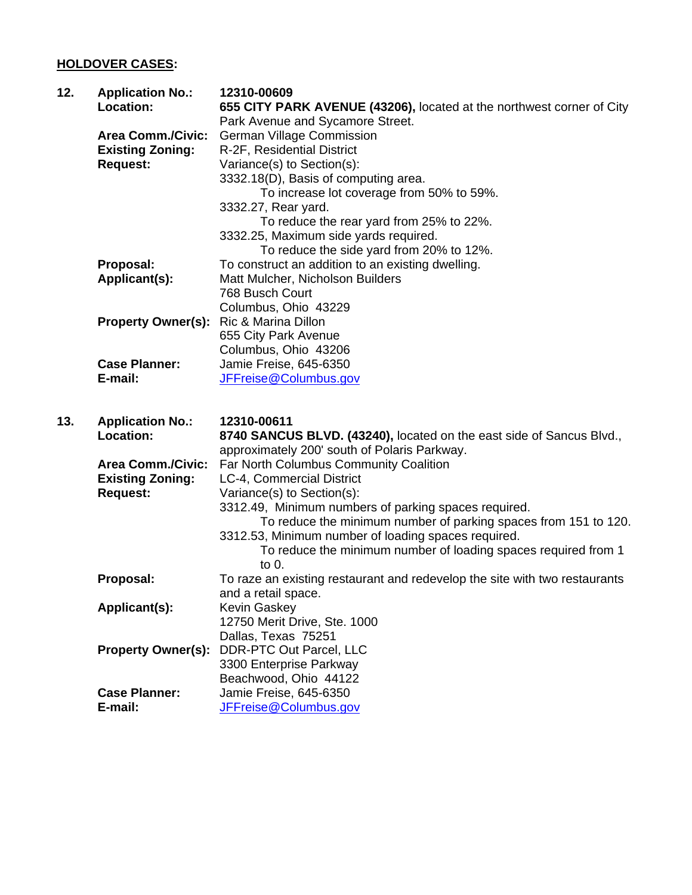**HOLDOVER CASES:**

**12.** **Application No.:** **12310-00609**

**Location:** **655 CITY PARK AVENUE (43206),** located at the northwest corner of City Park Avenue and Sycamore Street.

**Area Comm./Civic:** German Village Commission

**Existing Zoning:** R-2F, Residential District

**Request:** Variance(s) to Section(s):

3332.18(D), Basis of computing area.
To increase lot coverage from 50% to 59%.

3332.27, Rear yard.
To reduce the rear yard from 25% to 22%.

3332.25, Maximum side yards required.
To reduce the side yard from 20% to 12%.

**Proposal:** To construct an addition to an existing dwelling.

**Applicant(s):** Matt Mulcher, Nicholson Builders
768 Busch Court
Columbus, Ohio 43229

**Property Owner(s):** Ric & Marina Dillon
655 City Park Avenue
Columbus, Ohio 43206

**Case Planner:** Jamie Freise, 645-6350

**E-mail:** JFFreise@Columbus.gov

**13.** **Application No.:** **12310-00611**

**Location:** **8740 SANCUS BLVD. (43240),** located on the east side of Sancus Blvd., approximately 200' south of Polaris Parkway.

**Area Comm./Civic:** Far North Columbus Community Coalition

**Existing Zoning:** LC-4, Commercial District

**Request:** Variance(s) to Section(s):

3312.49, Minimum numbers of parking spaces required.
To reduce the minimum number of parking spaces from 151 to 120.

3312.53, Minimum number of loading spaces required.
To reduce the minimum number of loading spaces required from 1 to 0.

**Proposal:** To raze an existing restaurant and redevelop the site with two restaurants and a retail space.

**Applicant(s):** Kevin Gaskey
12750 Merit Drive, Ste. 1000
Dallas, Texas 75251

**Property Owner(s):** DDR-PTC Out Parcel, LLC
3300 Enterprise Parkway
Beachwood, Ohio 44122

**Case Planner:** Jamie Freise, 645-6350

**E-mail:** JFFreise@Columbus.gov